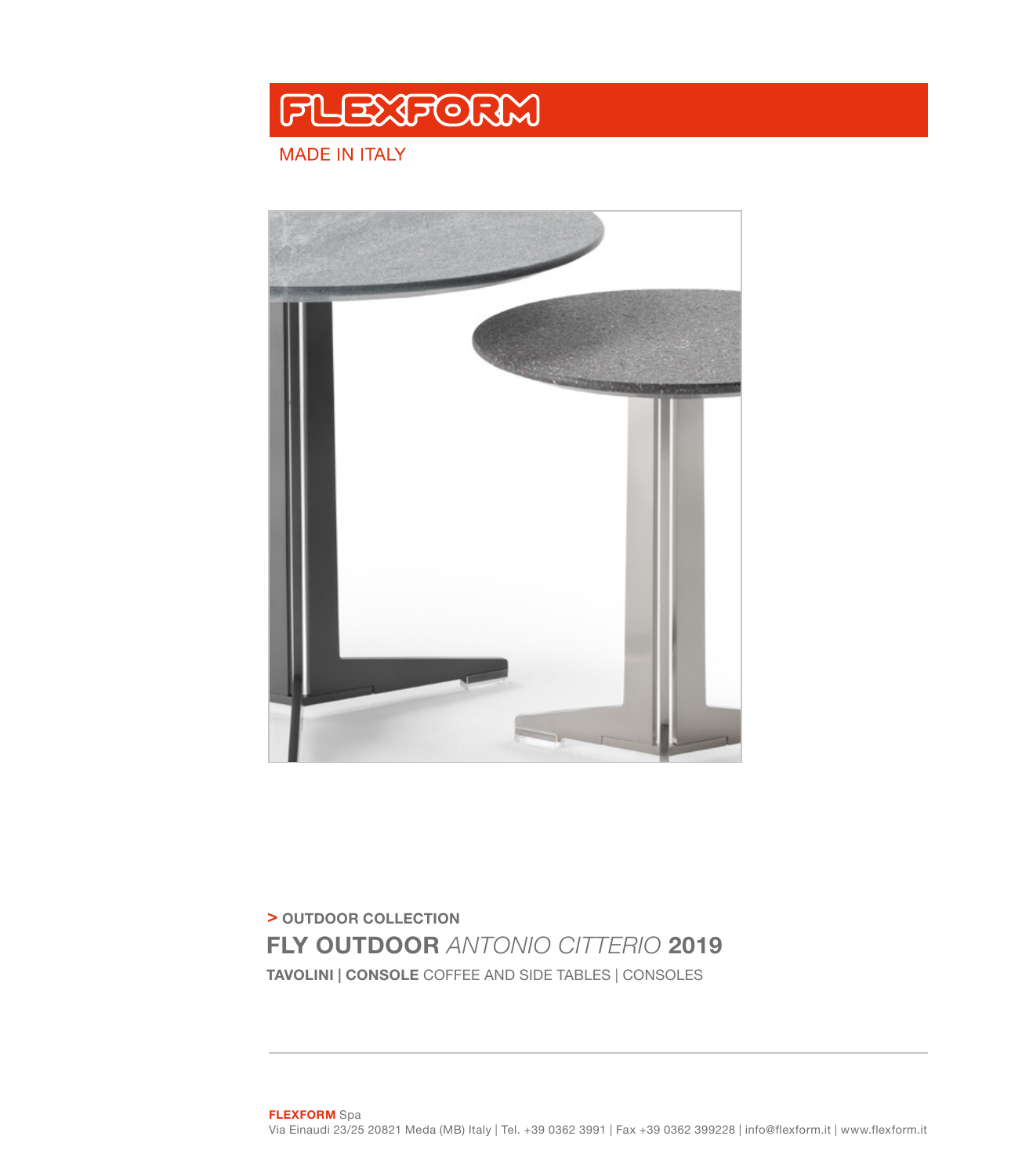# FLEXFORM

MADE IN ITALY

**>** **OUTDOOR COLLECTION**

## FLY OUTDOOR *ANTONIO CITTERIO* 2019

**TAVOLINI | CONSOLE** COFFEE AND SIDE TABLES | CONSOLES

---

**FLEXFORM** Spa
Via Einaudi 23/25 20821 Meda (MB) Italy | Tel. +39 0362 3991 | Fax +39 0362 399228 | info@flexform.it | www.flexform.it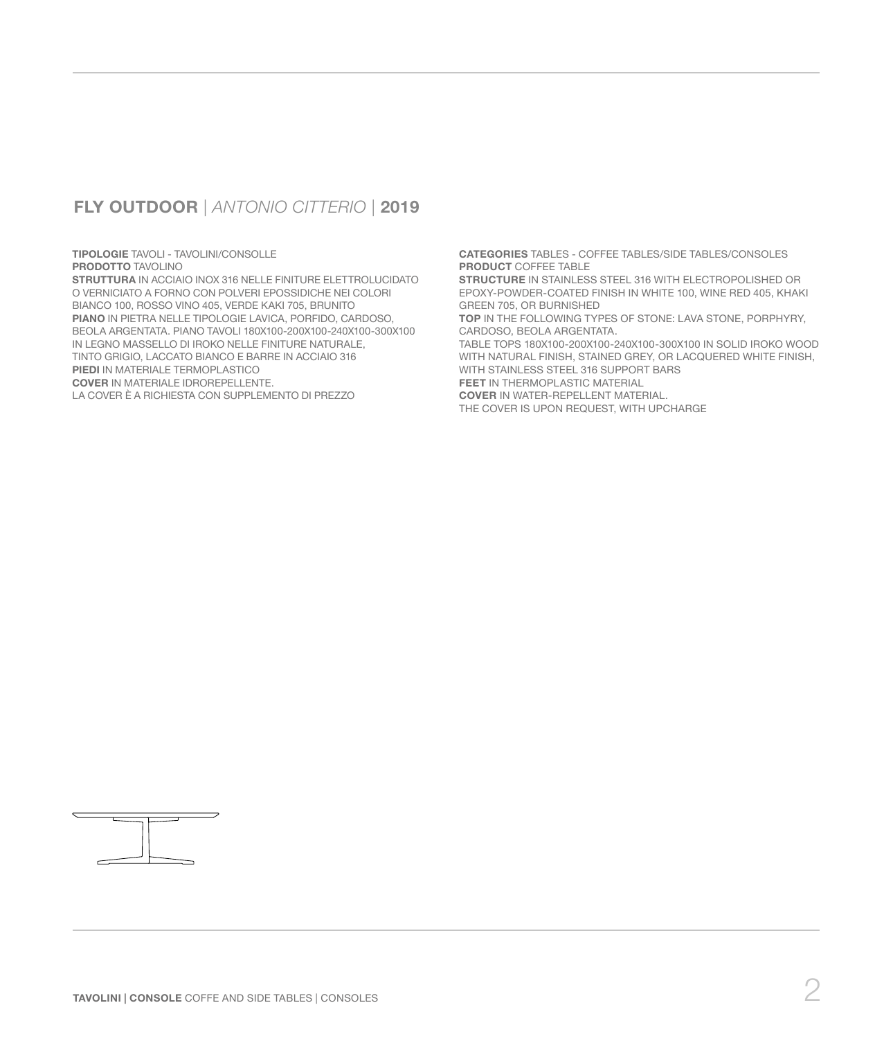## FLY OUTDOOR | *ANTONIO CITTERIO* | 2019

**TIPOLOGIE** TAVOLI - TAVOLINI/CONSOLLE
**PRODOTTO** TAVOLINO
**STRUTTURA** IN ACCIAIO INOX 316 NELLE FINITURE ELETTROLUCIDATO O VERNICIATO A FORNO CON POLVERI EPOSSIDICHE NEI COLORI BIANCO 100, ROSSO VINO 405, VERDE KAKI 705, BRUNITO
**PIANO** IN PIETRA NELLE TIPOLOGIE LAVICA, PORFIDO, CARDOSO, BEOLA ARGENTATA. PIANO TAVOLI 180X100-200X100-240X100-300X100 IN LEGNO MASSELLO DI IROKO NELLE FINITURE NATURALE, TINTO GRIGIO, LACCATO BIANCO E BARRE IN ACCIAIO 316
**PIEDI** IN MATERIALE TERMOPLASTICO
**COVER** IN MATERIALE IDROREPELLENTE.
LA COVER È A RICHIESTA CON SUPPLEMENTO DI PREZZO

**CATEGORIES** TABLES - COFFEE TABLES/SIDE TABLES/CONSOLES
**PRODUCT** COFFEE TABLE
**STRUCTURE** IN STAINLESS STEEL 316 WITH ELECTROPOLISHED OR EPOXY-POWDER-COATED FINISH IN WHITE 100, WINE RED 405, KHAKI GREEN 705, OR BURNISHED
**TOP** IN THE FOLLOWING TYPES OF STONE: LAVA STONE, PORPHYRY, CARDOSO, BEOLA ARGENTATA.
TABLE TOPS 180X100-200X100-240X100-300X100 IN SOLID IROKO WOOD WITH NATURAL FINISH, STAINED GREY, OR LACQUERED WHITE FINISH, WITH STAINLESS STEEL 316 SUPPORT BARS
**FEET** IN THERMOPLASTIC MATERIAL
**COVER** IN WATER-REPELLENT MATERIAL.
THE COVER IS UPON REQUEST, WITH UPCHARGE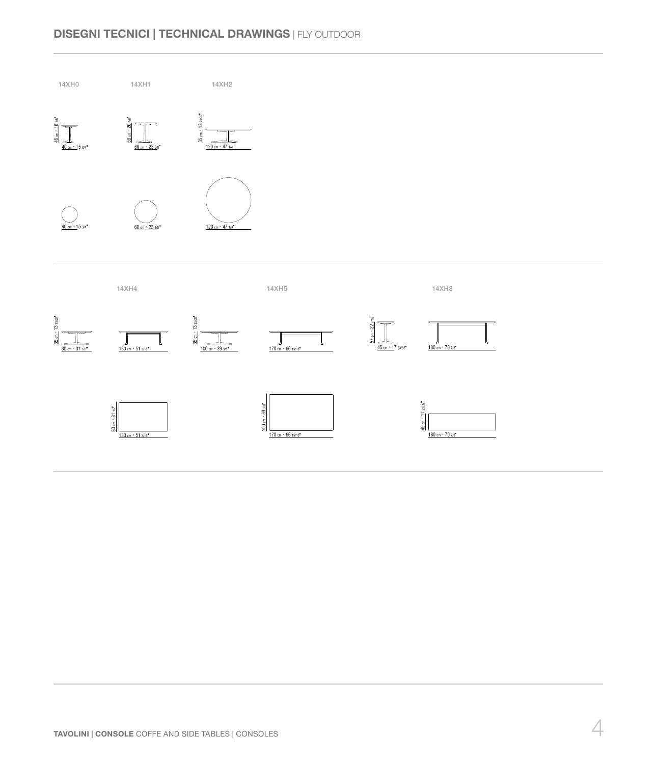## DISEGNI TECNICI | TECHNICAL DRAWINGS | FLY OUTDOOR

14XH0

46 cm ° 18 1/8"

40 cm ° 15 3/4"

40 cm ° 15 3/4"

14XH1

53 cm ° 20 7/8"

60 cm ° 23 5/8"

60 cm ° 23 5/8"

14XH2

35 cm ° 13 25/32"

120 cm ° 47 1/4"

120 cm ° 47 1/4"

14XH4

35 cm ° 13 25/32"

80 cm ° 31 1/2"

130 cm ° 51 3/16"

80 cm ° 31 1/2"

130 cm ° 51 3/16"

14XH5

35 cm ° 13 25/32"

100 cm ° 39 3/8"

170 cm ° 66 15/16"

100 cm ° 39 3/8"

170 cm ° 66 15/16"

14XH8

57 cm ° 22 7/16"

45 cm ° 17 23/32"

180 cm ° 70 7/8"

45 cm ° 17 23/32"

180 cm ° 70 7/8"